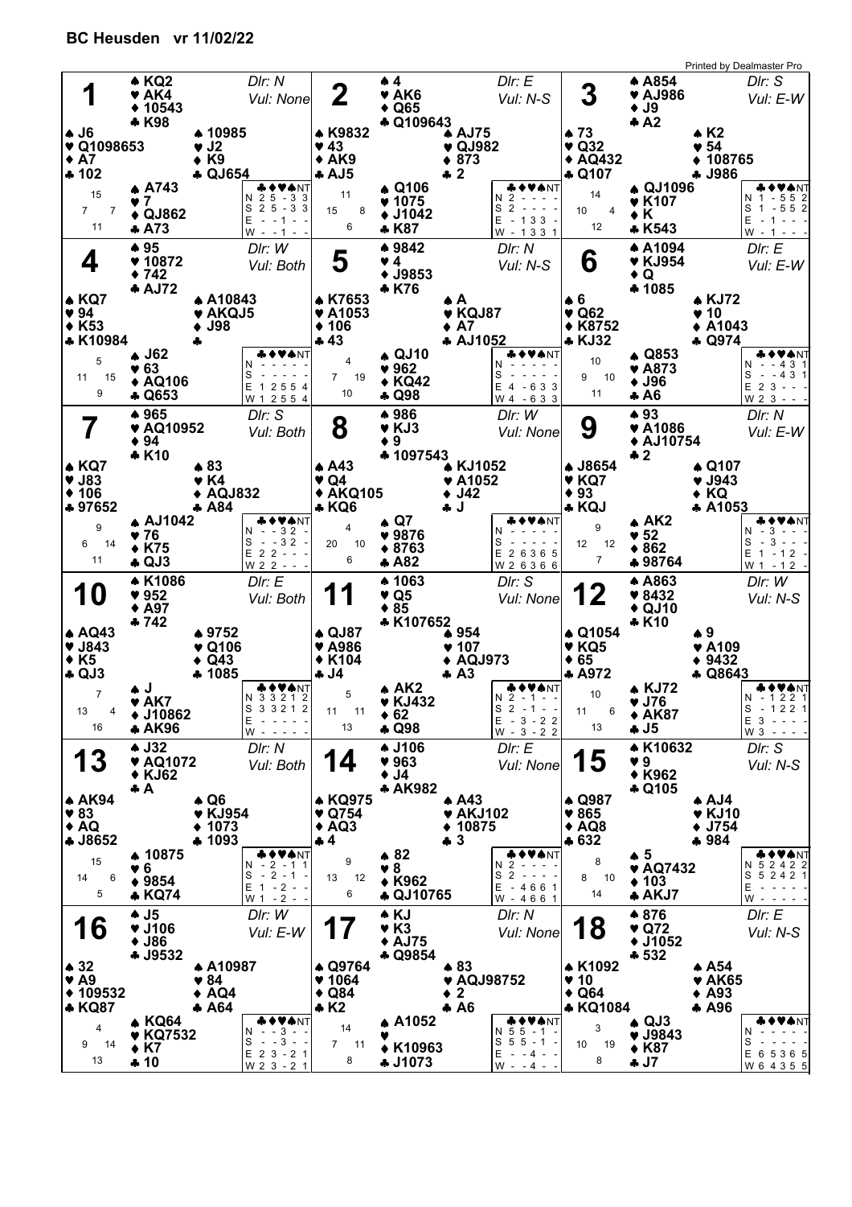# BC Heusden vr 11/02/22

Printed by Dealmaster Pro

## Board 1
Dlr: N — Vul: None

| | ♠ | ♥ | ♦ | ♣ |
|---|---|---|---|---|
| North | KQ2 | AK4 | 10543 | K98 |
| West | J6 | Q1098653 | A7 | 102 |
| East | 10985 | J2 | K9 | QJ654 |
| South | A743 | 7 | QJ862 | A73 |

HCP: N 15, W 7, E 7, S 11

| | ♣ | ♦ | ♥ | ♠ | NT |
|---|---|---|---|---|---|
| N | 2 | 5 | - | 3 | 3 |
| S | 2 | 5 | - | 3 | 3 |
| E | - | - | 1 | - | - |
| W | - | - | 1 | - | - |

## Board 2
Dlr: E — Vul: N-S

| | ♠ | ♥ | ♦ | ♣ |
|---|---|---|---|---|
| North | 4 | AK6 | Q65 | Q109643 |
| West | K9832 | 43 | AK9 | AJ5 |
| East | AJ75 | QJ982 | 873 | 2 |
| South | Q106 | 1075 | J1042 | K87 |

HCP: N 11, W 15, E 8, S 6

| | ♣ | ♦ | ♥ | ♠ | NT |
|---|---|---|---|---|---|
| N | 2 | - | - | - | - |
| S | 2 | - | - | - | - |
| E | - | 1 | 3 | 3 | - |
| W | - | 1 | 3 | 3 | 1 |

## Board 3
Dlr: S — Vul: E-W

| | ♠ | ♥ | ♦ | ♣ |
|---|---|---|---|---|
| North | A854 | AJ986 | J9 | A2 |
| West | 73 | Q32 | AQ432 | Q107 |
| East | K2 | 54 | 108765 | J986 |
| South | QJ1096 | K107 | K | K543 |

HCP: N 14, W 10, E 4, S 12

| | ♣ | ♦ | ♥ | ♠ | NT |
|---|---|---|---|---|---|
| N | 1 | - | 5 | 5 | 2 |
| S | 1 | - | 5 | 5 | 2 |
| E | - | 1 | - | - | - |
| W | - | 1 | - | - | - |

## Board 4
Dlr: W — Vul: Both

| | ♠ | ♥ | ♦ | ♣ |
|---|---|---|---|---|
| North | 95 | 10872 | 742 | AJ72 |
| West | KQ7 | 94 | K53 | K10984 |
| East | A10843 | AKQJ5 | J98 | — |
| South | J62 | 63 | AQ106 | Q653 |

HCP: N 5, W 11, E 15, S 9

| | ♣ | ♦ | ♥ | ♠ | NT |
|---|---|---|---|---|---|
| N | - | - | - | - | - |
| S | - | - | - | - | - |
| E | 1 | 2 | 5 | 5 | 4 |
| W | 1 | 2 | 5 | 5 | 4 |

## Board 5
Dlr: N — Vul: N-S

| | ♠ | ♥ | ♦ | ♣ |
|---|---|---|---|---|
| North | 9842 | 4 | J9853 | K76 |
| West | K7653 | A1053 | 106 | 43 |
| East | A | KQJ87 | A7 | AJ1052 |
| South | QJ10 | 962 | KQ42 | Q98 |

HCP: N 4, W 7, E 19, S 10

| | ♣ | ♦ | ♥ | ♠ | NT |
|---|---|---|---|---|---|
| N | - | - | - | - | - |
| S | - | - | - | - | - |
| E | 4 | - | 6 | 3 | 3 |
| W | 4 | - | 6 | 3 | 3 |

## Board 6
Dlr: E — Vul: E-W

| | ♠ | ♥ | ♦ | ♣ |
|---|---|---|---|---|
| North | A1094 | KJ954 | Q | 1085 |
| West | 6 | Q62 | K8752 | KJ32 |
| East | KJ72 | 10 | A1043 | Q974 |
| South | Q853 | A873 | J96 | A6 |

HCP: N 10, W 9, E 10, S 11

| | ♣ | ♦ | ♥ | ♠ | NT |
|---|---|---|---|---|---|
| N | - | - | 4 | 3 | 1 |
| S | - | - | 4 | 3 | 1 |
| E | 2 | 3 | - | - | - |
| W | 2 | 3 | - | - | - |

## Board 7
Dlr: S — Vul: Both

| | ♠ | ♥ | ♦ | ♣ |
|---|---|---|---|---|
| North | 965 | AQ10952 | 94 | K10 |
| West | KQ7 | J83 | 106 | 97652 |
| East | 83 | K4 | AQJ832 | A84 |
| South | AJ1042 | 76 | K75 | QJ3 |

HCP: N 9, W 6, E 14, S 11

| | ♣ | ♦ | ♥ | ♠ | NT |
|---|---|---|---|---|---|
| N | - | - | 3 | 2 | - |
| S | - | - | 3 | 2 | - |
| E | 2 | 2 | - | - | - |
| W | 2 | 2 | - | - | - |

## Board 8
Dlr: W — Vul: None

| | ♠ | ♥ | ♦ | ♣ |
|---|---|---|---|---|
| North | 986 | KJ3 | 9 | 1097543 |
| West | A43 | Q4 | AKQ105 | KQ6 |
| East | KJ1052 | A1052 | J42 | J |
| South | Q7 | 9876 | 8763 | A82 |

HCP: N 4, W 20, E 10, S 6

| | ♣ | ♦ | ♥ | ♠ | NT |
|---|---|---|---|---|---|
| N | - | - | - | - | - |
| S | - | - | - | - | - |
| E | 2 | 6 | 3 | 6 | 5 |
| W | 2 | 6 | 3 | 6 | 6 |

## Board 9
Dlr: N — Vul: E-W

| | ♠ | ♥ | ♦ | ♣ |
|---|---|---|---|---|
| North | 93 | A1086 | AJ10754 | 2 |
| West | J8654 | KQ7 | 93 | KQJ |
| East | Q107 | J943 | KQ | A1053 |
| South | AK2 | 52 | 862 | 98764 |

HCP: N 9, W 12, E 12, S 7

| | ♣ | ♦ | ♥ | ♠ | NT |
|---|---|---|---|---|---|
| N | - | 3 | - | - | - |
| S | - | 3 | - | - | - |
| E | 1 | - | 1 | 2 | - |
| W | 1 | - | 1 | 2 | - |

## Board 10
Dlr: E — Vul: Both

| | ♠ | ♥ | ♦ | ♣ |
|---|---|---|---|---|
| North | K1086 | 952 | A97 | 742 |
| West | AQ43 | J843 | K5 | QJ3 |
| East | 9752 | Q106 | Q43 | 1085 |
| South | J | AK7 | J10862 | AK96 |

HCP: N 7, W 13, E 4, S 16

| | ♣ | ♦ | ♥ | ♠ | NT |
|---|---|---|---|---|---|
| N | 3 | 3 | 2 | 1 | 2 |
| S | 3 | 3 | 2 | 1 | 2 |
| E | - | - | - | - | - |
| W | - | - | - | - | - |

## Board 11
Dlr: S — Vul: None

| | ♠ | ♥ | ♦ | ♣ |
|---|---|---|---|---|
| North | 1063 | Q5 | 85 | K107652 |
| West | QJ87 | A986 | K104 | J4 |
| East | 954 | 107 | AQJ973 | A3 |
| South | AK2 | KJ432 | 62 | Q98 |

HCP: N 5, W 11, E 11, S 13

| | ♣ | ♦ | ♥ | ♠ | NT |
|---|---|---|---|---|---|
| N | 2 | - | 1 | - | - |
| S | 2 | - | 1 | - | - |
| E | - | 3 | - | 2 | 2 |
| W | - | 3 | - | 2 | 2 |

## Board 12
Dlr: W — Vul: N-S

| | ♠ | ♥ | ♦ | ♣ |
|---|---|---|---|---|
| North | A863 | 8432 | QJ10 | K10 |
| West | Q1054 | KQ5 | 65 | A972 |
| East | 9 | A109 | 9432 | Q8643 |
| South | KJ72 | J76 | AK87 | J5 |

HCP: N 10, W 11, E 6, S 13

| | ♣ | ♦ | ♥ | ♠ | NT |
|---|---|---|---|---|---|
| N | - | 1 | 2 | 2 | 1 |
| S | - | 1 | 2 | 2 | 1 |
| E | 3 | - | - | - | - |
| W | 3 | - | - | - | - |

## Board 13
Dlr: N — Vul: Both

| | ♠ | ♥ | ♦ | ♣ |
|---|---|---|---|---|
| North | J32 | AQ1072 | KJ62 | A |
| West | AK94 | 83 | AQ | J8652 |
| East | Q6 | KJ954 | 1073 | 1093 |
| South | 10875 | 6 | 9854 | KQ74 |

HCP: N 15, W 14, E 6, S 5

| | ♣ | ♦ | ♥ | ♠ | NT |
|---|---|---|---|---|---|
| N | - | 2 | - | 1 | 1 |
| S | - | 2 | - | 1 | - |
| E | 1 | - | 2 | - | - |
| W | 1 | - | 2 | - | - |

## Board 14
Dlr: E — Vul: None

| | ♠ | ♥ | ♦ | ♣ |
|---|---|---|---|---|
| North | J106 | 963 | J4 | AK982 |
| West | KQ975 | Q754 | AQ3 | 4 |
| East | A43 | AKJ102 | 10875 | 3 |
| South | 82 | 8 | K962 | QJ10765 |

HCP: N 9, W 13, E 12, S 6

| | ♣ | ♦ | ♥ | ♠ | NT |
|---|---|---|---|---|---|
| N | 2 | - | - | - | - |
| S | 2 | - | - | - | - |
| E | - | 4 | 6 | 6 | 1 |
| W | - | 4 | 6 | 6 | 1 |

## Board 15
Dlr: S — Vul: N-S

| | ♠ | ♥ | ♦ | ♣ |
|---|---|---|---|---|
| North | K10632 | 9 | K962 | Q105 |
| West | Q987 | 865 | AQ8 | 632 |
| East | AJ4 | KJ10 | J754 | 984 |
| South | 5 | AQ7432 | 103 | AKJ7 |

HCP: N 8, W 8, E 10, S 14

| | ♣ | ♦ | ♥ | ♠ | NT |
|---|---|---|---|---|---|
| N | 5 | 2 | 4 | 2 | 2 |
| S | 5 | 2 | 4 | 2 | 1 |
| E | - | - | - | - | - |
| W | - | - | - | - | - |

## Board 16
Dlr: W — Vul: E-W

| | ♠ | ♥ | ♦ | ♣ |
|---|---|---|---|---|
| North | J5 | J106 | J86 | J9532 |
| West | 32 | A9 | 109532 | KQ87 |
| East | A10987 | 84 | AQ4 | A64 |
| South | KQ64 | KQ7532 | K7 | 10 |

HCP: N 4, W 9, E 14, S 13

| | ♣ | ♦ | ♥ | ♠ | NT |
|---|---|---|---|---|---|
| N | - | - | 3 | - | - |
| S | - | - | 3 | - | - |
| E | 2 | 3 | - | 2 | 1 |
| W | 2 | 3 | - | 2 | 1 |

## Board 17
Dlr: N — Vul: None

| | ♠ | ♥ | ♦ | ♣ |
|---|---|---|---|---|
| North | KJ | K3 | AJ75 | Q9854 |
| West | Q9764 | 1064 | Q84 | K2 |
| East | 83 | AQJ98752 | 2 | A6 |
| South | A1052 | — | K10963 | J1073 |

HCP: N 14, W 7, E 11, S 8

| | ♣ | ♦ | ♥ | ♠ | NT |
|---|---|---|---|---|---|
| N | 5 | 5 | - | 1 | - |
| S | 5 | 5 | - | 1 | - |
| E | - | - | 4 | - | - |
| W | - | - | 4 | - | - |

## Board 18
Dlr: E — Vul: N-S

| | ♠ | ♥ | ♦ | ♣ |
|---|---|---|---|---|
| North | 876 | Q72 | J1052 | 532 |
| West | K1092 | 10 | Q64 | KQ1084 |
| East | A54 | AK65 | A93 | A96 |
| South | QJ3 | J9843 | K87 | J7 |

HCP: N 3, W 10, E 19, S 8

| | ♣ | ♦ | ♥ | ♠ | NT |
|---|---|---|---|---|---|
| N | - | - | - | - | - |
| S | - | - | - | - | - |
| E | 6 | 5 | 3 | 6 | 5 |
| W | 6 | 4 | 3 | 5 | 5 |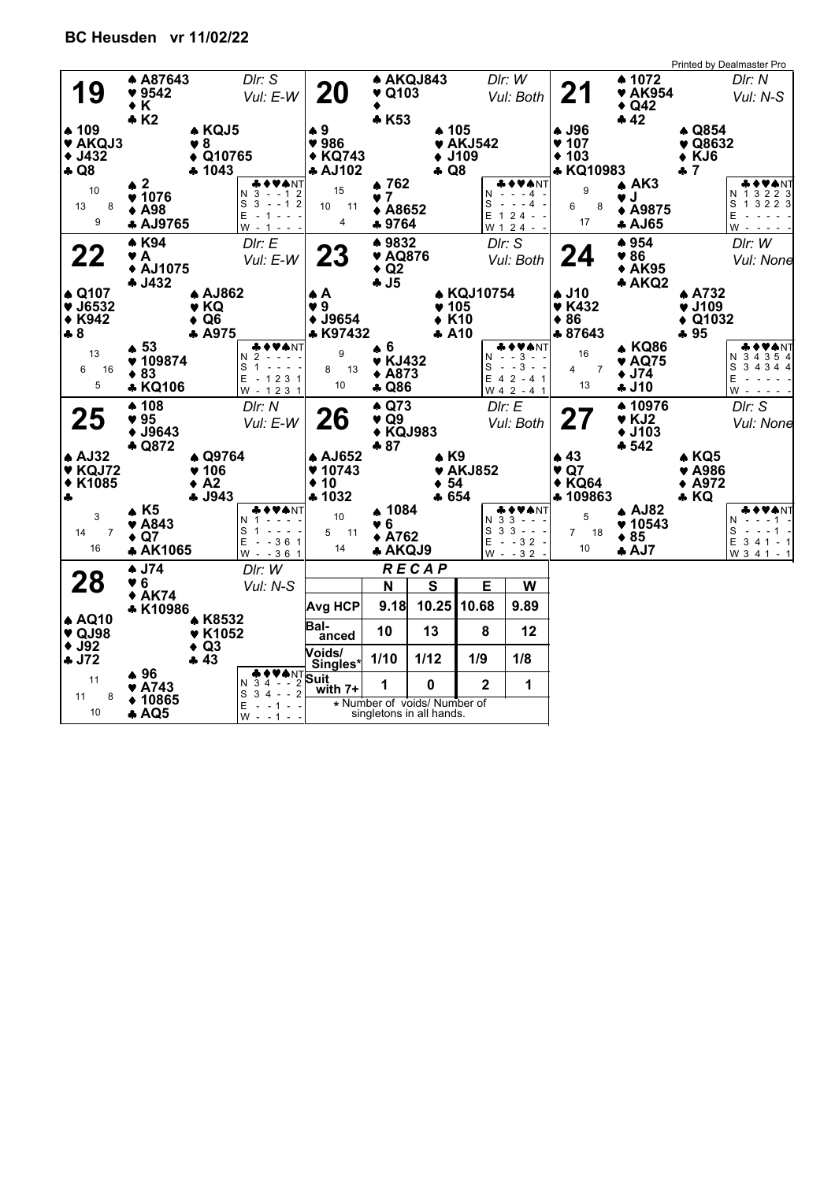## BC Heusden vr 11/02/22

Printed by Dealmaster Pro

### 19

Dlr: S — Vul: E-W

North: ♠ A87643 ♥ 9542 ♦ K ♣ K2

West: ♠ 109 ♥ AKQJ3 ♦ J432 ♣ Q8

East: ♠ KQJ5 ♥ 8 ♦ Q10765 ♣ 1043

South: ♠ 2 ♥ 1076 ♦ A98 ♣ AJ9765

HCP: N 10, W 13, E 8, S 9

| | ♣ | ♦ | ♥ | ♠ | NT |
|---|---|---|---|---|---|
| N | 3 | - | - | 1 | 2 |
| S | 3 | - | - | 1 | 2 |
| E | - | 1 | - | - | - |
| W | - | 1 | - | - | - |

### 20

Dlr: W — Vul: Both

North: ♠ AKQJ843 ♥ Q103 ♦ ♣ K53

West: ♠ 9 ♥ 986 ♦ KQ743 ♣ AJ102

East: ♠ 105 ♥ AKJ542 ♦ J109 ♣ Q8

South: ♠ 762 ♥ 7 ♦ A8652 ♣ 9764

HCP: N 15, W 10, E 11, S 4

| | ♣ | ♦ | ♥ | ♠ | NT |
|---|---|---|---|---|---|
| N | - | - | - | 4 | - |
| S | - | - | - | 4 | - |
| E | 1 | 2 | 4 | - | - |
| W | 1 | 2 | 4 | - | - |

### 21

Dlr: N — Vul: N-S

North: ♠ 1072 ♥ AK954 ♦ Q42 ♣ 42

West: ♠ J96 ♥ 107 ♦ 103 ♣ KQ10983

East: ♠ Q854 ♥ Q8632 ♦ KJ6 ♣ 7

South: ♠ AK3 ♥ J ♦ A9875 ♣ AJ65

HCP: N 9, W 6, E 8, S 17

| | ♣ | ♦ | ♥ | ♠ | NT |
|---|---|---|---|---|---|
| N | 1 | 3 | 2 | 2 | 3 |
| S | 1 | 3 | 2 | 2 | 3 |
| E | - | - | - | - | - |
| W | - | - | - | - | - |

### 22

Dlr: E — Vul: E-W

North: ♠ K94 ♥ A ♦ AJ1075 ♣ J432

West: ♠ Q107 ♥ J6532 ♦ K942 ♣ 8

East: ♠ AJ862 ♥ KQ ♦ Q6 ♣ A975

South: ♠ 53 ♥ 109874 ♦ 83 ♣ KQ106

HCP: N 13, W 6, E 16, S 5

| | ♣ | ♦ | ♥ | ♠ | NT |
|---|---|---|---|---|---|
| N | 2 | - | - | - | - |
| S | 1 | - | - | - | - |
| E | - | 1 | 2 | 3 | 1 |
| W | - | 1 | 2 | 3 | 1 |

### 23

Dlr: S — Vul: Both

North: ♠ 9832 ♥ AQ876 ♦ Q2 ♣ J5

West: ♠ A ♥ 9 ♦ J9654 ♣ K97432

East: ♠ KQJ10754 ♥ 105 ♦ K10 ♣ A10

South: ♠ 6 ♥ KJ432 ♦ A873 ♣ Q86

HCP: N 9, W 8, E 13, S 10

| | ♣ | ♦ | ♥ | ♠ | NT |
|---|---|---|---|---|---|
| N | - | - | 3 | - | - |
| S | - | - | 3 | - | - |
| E | 4 | 2 | - | 4 | 1 |
| W | 4 | 2 | - | 4 | 1 |

### 24

Dlr: W — Vul: None

North: ♠ 954 ♥ 86 ♦ AK95 ♣ AKQ2

West: ♠ J10 ♥ K432 ♦ 86 ♣ 87643

East: ♠ A732 ♥ J109 ♦ Q1032 ♣ 95

South: ♠ KQ86 ♥ AQ75 ♦ J74 ♣ J10

HCP: N 16, W 4, E 7, S 13

| | ♣ | ♦ | ♥ | ♠ | NT |
|---|---|---|---|---|---|
| N | 3 | 4 | 3 | 5 | 4 |
| S | 3 | 4 | 3 | 4 | 4 |
| E | - | - | - | - | - |
| W | - | - | - | - | - |

### 25

Dlr: N — Vul: E-W

North: ♠ 108 ♥ 95 ♦ J9643 ♣ Q872

West: ♠ AJ32 ♥ KQJ72 ♦ K1085 ♣

East: ♠ Q9764 ♥ 106 ♦ A2 ♣ J943

South: ♠ K5 ♥ A843 ♦ Q7 ♣ AK1065

HCP: N 3, W 14, E 7, S 16

| | ♣ | ♦ | ♥ | ♠ | NT |
|---|---|---|---|---|---|
| N | 1 | - | - | - | - |
| S | 1 | - | - | - | - |
| E | - | - | 3 | 6 | 1 |
| W | - | - | 3 | 6 | 1 |

### 26

Dlr: E — Vul: Both

North: ♠ Q73 ♥ Q9 ♦ KQJ983 ♣ 87

West: ♠ AJ652 ♥ 10743 ♦ 10 ♣ 1032

East: ♠ K9 ♥ AKJ852 ♦ 54 ♣ 654

South: ♠ 1084 ♥ 6 ♦ A762 ♣ AKQJ9

HCP: N 10, W 5, E 11, S 14

| | ♣ | ♦ | ♥ | ♠ | NT |
|---|---|---|---|---|---|
| N | 3 | 3 | - | - | - |
| S | 3 | 3 | - | - | - |
| E | - | - | 3 | 2 | - |
| W | - | - | 3 | 2 | - |

### 27

Dlr: S — Vul: None

North: ♠ 10976 ♥ KJ2 ♦ J103 ♣ 542

West: ♠ 43 ♥ Q7 ♦ KQ64 ♣ 109863

East: ♠ KQ5 ♥ A986 ♦ A972 ♣ KQ

South: ♠ AJ82 ♥ 10543 ♦ 85 ♣ AJ7

HCP: N 5, W 7, E 18, S 10

| | ♣ | ♦ | ♥ | ♠ | NT |
|---|---|---|---|---|---|
| N | - | - | - | 1 | - |
| S | - | - | - | 1 | - |
| E | 3 | 4 | 1 | - | 1 |
| W | 3 | 4 | 1 | - | 1 |

### 28

Dlr: W — Vul: N-S

North: ♠ J74 ♥ 6 ♦ AK74 ♣ K10986

West: ♠ AQ10 ♥ QJ98 ♦ J92 ♣ J72

East: ♠ K8532 ♥ K1052 ♦ Q3 ♣ 43

South: ♠ 96 ♥ A743 ♦ 10865 ♣ AQ5

HCP: N 11, W 11, E 8, S 10

| | ♣ | ♦ | ♥ | ♠ | NT |
|---|---|---|---|---|---|
| N | 3 | 4 | - | - | 2 |
| S | 3 | 4 | - | - | 2 |
| E | - | - | 1 | - | - |
| W | - | - | 1 | - | - |

### RECAP

| | N | S | E | W |
|---|---|---|---|---|
| Avg HCP | 9.18 | 10.25 | 10.68 | 9.89 |
| Balanced | 10 | 13 | 8 | 12 |
| Voids/ Singles* | 1/10 | 1/12 | 1/9 | 1/8 |
| Suit with 7+ | 1 | 0 | 2 | 1 |

\* Number of voids/ Number of singletons in all hands.